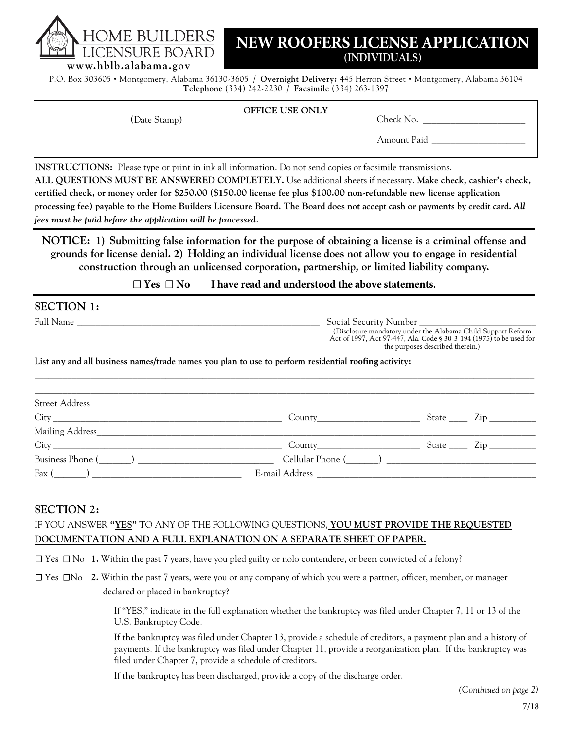HOME BUILDERS LICENSURE BOARD
**www.hblb.alabama.gov**

# NEW ROOFERS LICENSE APPLICATION (INDIVIDUALS)

P.O. Box 303605 • Montgomery, Alabama 36130-3605 / **Overnight Delivery:** 445 Herron Street • Montgomery, Alabama 36104
**Telephone** (334) 242-2230 / **Facsimile** (334) 263-1397

**OFFICE USE ONLY**

(Date Stamp)

Check No. ______________________

Amount Paid ____________________

**INSTRUCTIONS:** Please type or print in ink all information. Do not send copies or facsimile transmissions.
**ALL QUESTIONS MUST BE ANSWERED COMPLETELY.** Use additional sheets if necessary. **Make check, cashier's check, certified check, or money order for $250.00 ($150.00 license fee plus $100.00 non-refundable new license application processing fee) payable to the Home Builders Licensure Board. The Board does not accept cash or payments by credit card.** ***All fees must be paid before the application will be processed.***

**NOTICE: 1) Submitting false information for the purpose of obtaining a license is a criminal offense and grounds for license denial. 2) Holding an individual license does not allow you to engage in residential construction through an unlicensed corporation, partnership, or limited liability company.**

**☐ Yes ☐ No I have read and understood the above statements.**

## SECTION 1:

Full Name ________________________________________ Social Security Number ______________________
(Disclosure mandatory under the Alabama Child Support Reform Act of 1997, Act 97-447, Ala. Code § 30-3-194 (1975) to be used for the purposes described therein.)

**List any and all business names/trade names you plan to use to perform residential roofing activity:**

________________________________________________________________________________

________________________________________________________________________________

Street Address ________________________________________________________________

City ______________________________ County____________________ State ____ Zip __________

Mailing Address________________________________________________________________

City ______________________________ County____________________ State ____ Zip __________

Business Phone (_______) ________________________ Cellular Phone (_______) ________________________

Fax (_______) ____________________________ E-mail Address ________________________________

## SECTION 2:

IF YOU ANSWER **"YES"** TO ANY OF THE FOLLOWING QUESTIONS, **YOU MUST PROVIDE THE REQUESTED DOCUMENTATION AND A FULL EXPLANATION ON A SEPARATE SHEET OF PAPER.**

☐ Yes ☐ No **1.** Within the past 7 years, have you pled guilty or nolo contendere, or been convicted of a felony?

☐ Yes ☐ No **2.** Within the past 7 years, were you or any company of which you were a partner, officer, member, or manager declared or placed in bankruptcy?

If "YES," indicate in the full explanation whether the bankruptcy was filed under Chapter 7, 11 or 13 of the U.S. Bankruptcy Code.

If the bankruptcy was filed under Chapter 13, provide a schedule of creditors, a payment plan and a history of payments. If the bankruptcy was filed under Chapter 11, provide a reorganization plan. If the bankruptcy was filed under Chapter 7, provide a schedule of creditors.

If the bankruptcy has been discharged, provide a copy of the discharge order.

*(Continued on page 2)*

7/18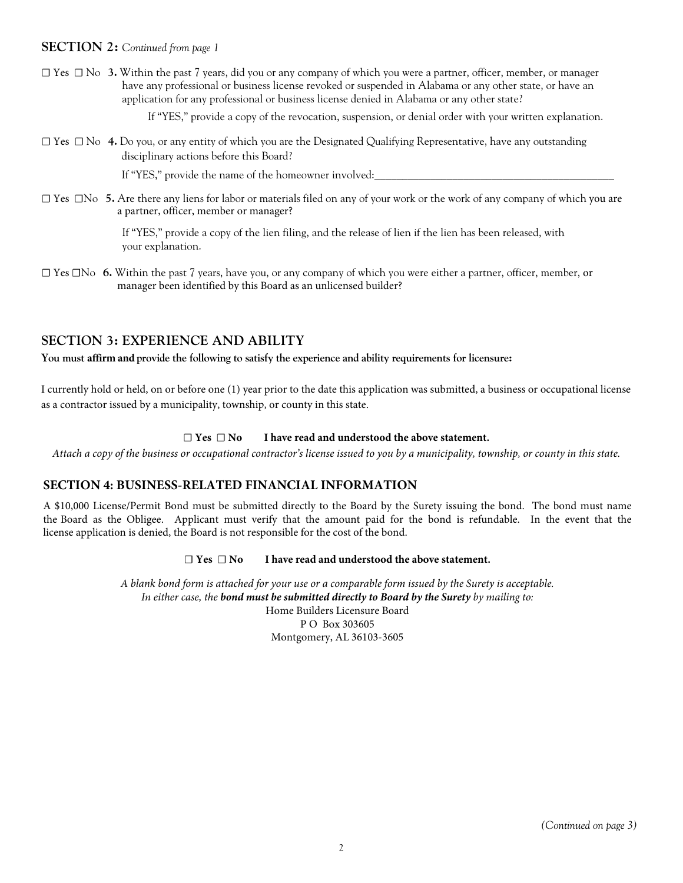## SECTION 2: *Continued from page 1*

☐ Yes ☐ No **3.** Within the past 7 years, did you or any company of which you were a partner, officer, member, or manager have any professional or business license revoked or suspended in Alabama or any other state, or have an application for any professional or business license denied in Alabama or any other state?

If "YES," provide a copy of the revocation, suspension, or denial order with your written explanation.

☐ Yes ☐ No **4.** Do you, or any entity of which you are the Designated Qualifying Representative, have any outstanding disciplinary actions before this Board?

If "YES," provide the name of the homeowner involved:_____________________________________________

☐ Yes ☐No **5.** Are there any liens for labor or materials filed on any of your work or the work of any company of which you are a partner, officer, member or manager?

If "YES," provide a copy of the lien filing, and the release of lien if the lien has been released, with your explanation.

☐ Yes ☐No **6.** Within the past 7 years, have you, or any company of which you were either a partner, officer, member, or manager been identified by this Board as an unlicensed builder?

## SECTION 3: EXPERIENCE AND ABILITY

**You must affirm and provide the following to satisfy the experience and ability requirements for licensure:**

I currently hold or held, on or before one (1) year prior to the date this application was submitted, a business or occupational license as a contractor issued by a municipality, township, or county in this state.

**☐ Yes ☐ No I have read and understood the above statement.**

*Attach a copy of the business or occupational contractor's license issued to you by a municipality, township, or county in this state.*

## SECTION 4: BUSINESS-RELATED FINANCIAL INFORMATION

A $10,000 License/Permit Bond must be submitted directly to the Board by the Surety issuing the bond. The bond must name the Board as the Obligee. Applicant must verify that the amount paid for the bond is refundable. In the event that the license application is denied, the Board is not responsible for the cost of the bond.

**☐ Yes ☐ No I have read and understood the above statement.**

*A blank bond form is attached for your use or a comparable form issued by the Surety is acceptable.*
*In either case, the* ***bond must be submitted directly to Board by the Surety*** *by mailing to:*

Home Builders Licensure Board
P O Box 303605
Montgomery, AL 36103-3605

*(Continued on page 3)*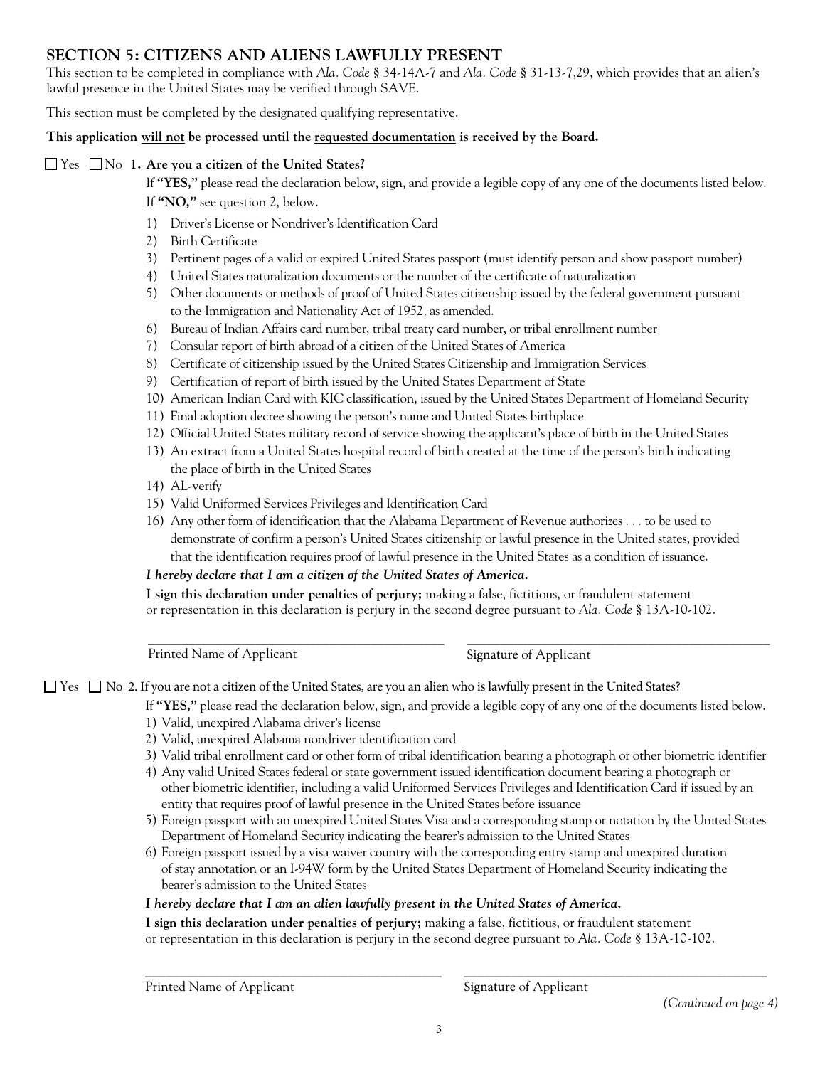## SECTION 5: CITIZENS AND ALIENS LAWFULLY PRESENT

This section to be completed in compliance with *Ala. Code* § 34-14A-7 and *Ala. Code* § 31-13-7,29, which provides that an alien's lawful presence in the United States may be verified through SAVE.

This section must be completed by the designated qualifying representative.

**This application will not be processed until the requested documentation is received by the Board.**

☐ Yes ☐ No **1. Are you a citizen of the United States?**

If **"YES,"** please read the declaration below, sign, and provide a legible copy of any one of the documents listed below. If **"NO,"** see question 2, below.

1) Driver's License or Nondriver's Identification Card
2) Birth Certificate
3) Pertinent pages of a valid or expired United States passport (must identify person and show passport number)
4) United States naturalization documents or the number of the certificate of naturalization
5) Other documents or methods of proof of United States citizenship issued by the federal government pursuant to the Immigration and Nationality Act of 1952, as amended.
6) Bureau of Indian Affairs card number, tribal treaty card number, or tribal enrollment number
7) Consular report of birth abroad of a citizen of the United States of America
8) Certificate of citizenship issued by the United States Citizenship and Immigration Services
9) Certification of report of birth issued by the United States Department of State
10) American Indian Card with KIC classification, issued by the United States Department of Homeland Security
11) Final adoption decree showing the person's name and United States birthplace
12) Official United States military record of service showing the applicant's place of birth in the United States
13) An extract from a United States hospital record of birth created at the time of the person's birth indicating the place of birth in the United States
14) AL-verify
15) Valid Uniformed Services Privileges and Identification Card
16) Any other form of identification that the Alabama Department of Revenue authorizes . . . to be used to demonstrate of confirm a person's United States citizenship or lawful presence in the United states, provided that the identification requires proof of lawful presence in the United States as a condition of issuance.

***I hereby declare that I am a citizen of the United States of America.***

**I sign this declaration under penalties of perjury;** making a false, fictitious, or fraudulent statement or representation in this declaration is perjury in the second degree pursuant to *Ala. Code* § 13A-10-102.

\_\_\_\_\_\_\_\_\_\_\_\_\_\_\_\_\_\_\_\_\_\_\_\_\_\_\_\_\_\_\_\_\_\_\_\_ \_\_\_\_\_\_\_\_\_\_\_\_\_\_\_\_\_\_\_\_\_\_\_\_\_\_\_\_\_\_\_\_\_\_\_\_

Printed Name of Applicant Signature of Applicant

☐ Yes ☐ No 2. If you are not a citizen of the United States, are you an alien who is lawfully present in the United States?

If **"YES,"** please read the declaration below, sign, and provide a legible copy of any one of the documents listed below.

1) Valid, unexpired Alabama driver's license
2) Valid, unexpired Alabama nondriver identification card
3) Valid tribal enrollment card or other form of tribal identification bearing a photograph or other biometric identifier
4) Any valid United States federal or state government issued identification document bearing a photograph or other biometric identifier, including a valid Uniformed Services Privileges and Identification Card if issued by an entity that requires proof of lawful presence in the United States before issuance
5) Foreign passport with an unexpired United States Visa and a corresponding stamp or notation by the United States Department of Homeland Security indicating the bearer's admission to the United States
6) Foreign passport issued by a visa waiver country with the corresponding entry stamp and unexpired duration of stay annotation or an I-94W form by the United States Department of Homeland Security indicating the bearer's admission to the United States

***I hereby declare that I am an alien lawfully present in the United States of America.***

**I sign this declaration under penalties of perjury;** making a false, fictitious, or fraudulent statement or representation in this declaration is perjury in the second degree pursuant to *Ala. Code* § 13A-10-102.

\_\_\_\_\_\_\_\_\_\_\_\_\_\_\_\_\_\_\_\_\_\_\_\_\_\_\_\_\_\_\_\_\_\_\_\_ \_\_\_\_\_\_\_\_\_\_\_\_\_\_\_\_\_\_\_\_\_\_\_\_\_\_\_\_\_\_\_\_\_\_\_\_

Printed Name of Applicant Signature of Applicant

*(Continued on page 4)*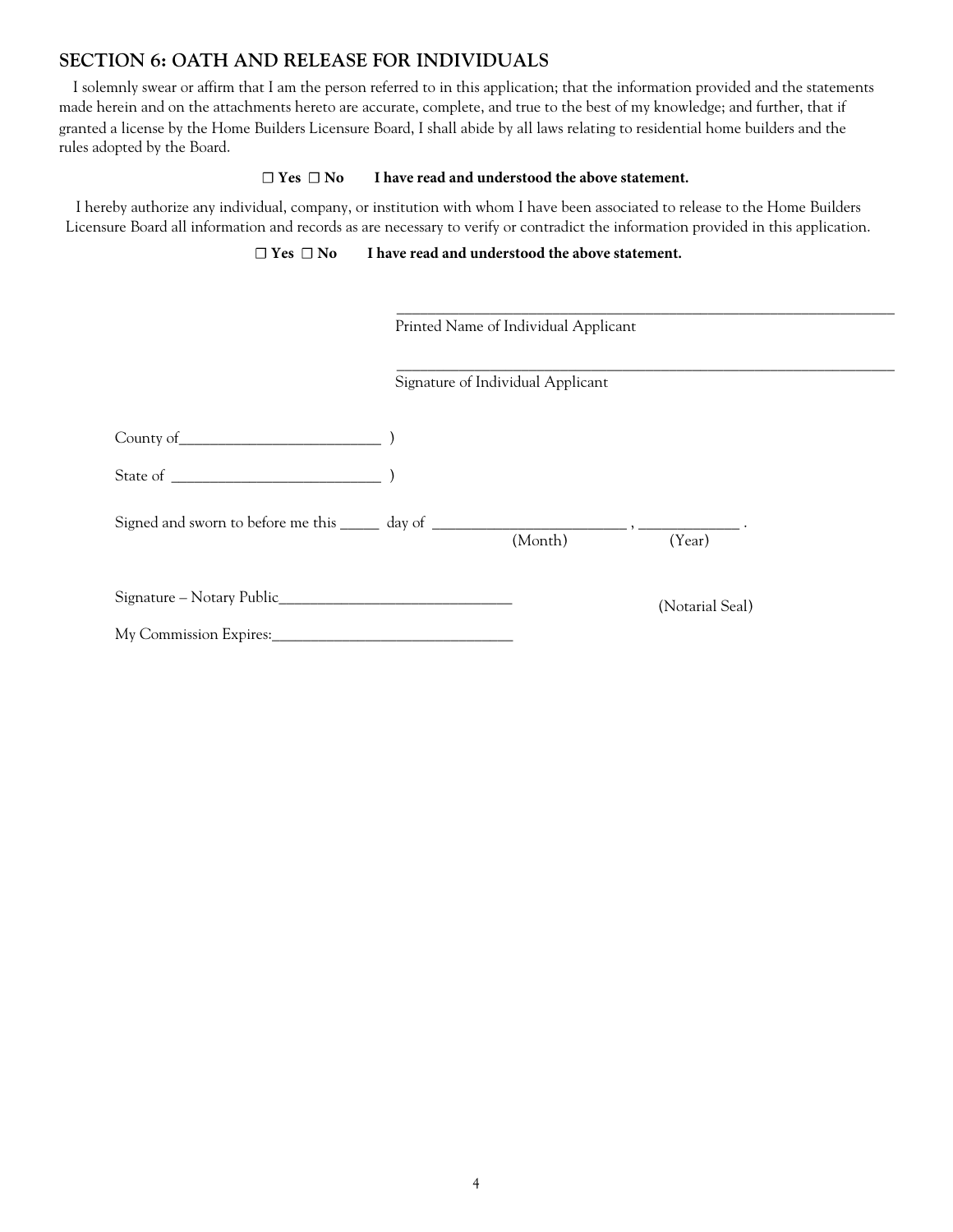## SECTION 6: OATH AND RELEASE FOR INDIVIDUALS

I solemnly swear or affirm that I am the person referred to in this application; that the information provided and the statements made herein and on the attachments hereto are accurate, complete, and true to the best of my knowledge; and further, that if granted a license by the Home Builders Licensure Board, I shall abide by all laws relating to residential home builders and the rules adopted by the Board.

☐ Yes ☐ No **I have read and understood the above statement.**

I hereby authorize any individual, company, or institution with whom I have been associated to release to the Home Builders Licensure Board all information and records as are necessary to verify or contradict the information provided in this application.

☐ Yes ☐ No **I have read and understood the above statement.**

_______________________________________________
Printed Name of Individual Applicant

_______________________________________________
Signature of Individual Applicant

County of__________________________ )

State of ___________________________ )

Signed and sworn to before me this _____ day of _________________________ , _____________ .
(Month) (Year)

Signature – Notary Public______________________________ (Notarial Seal)

My Commission Expires:_______________________________